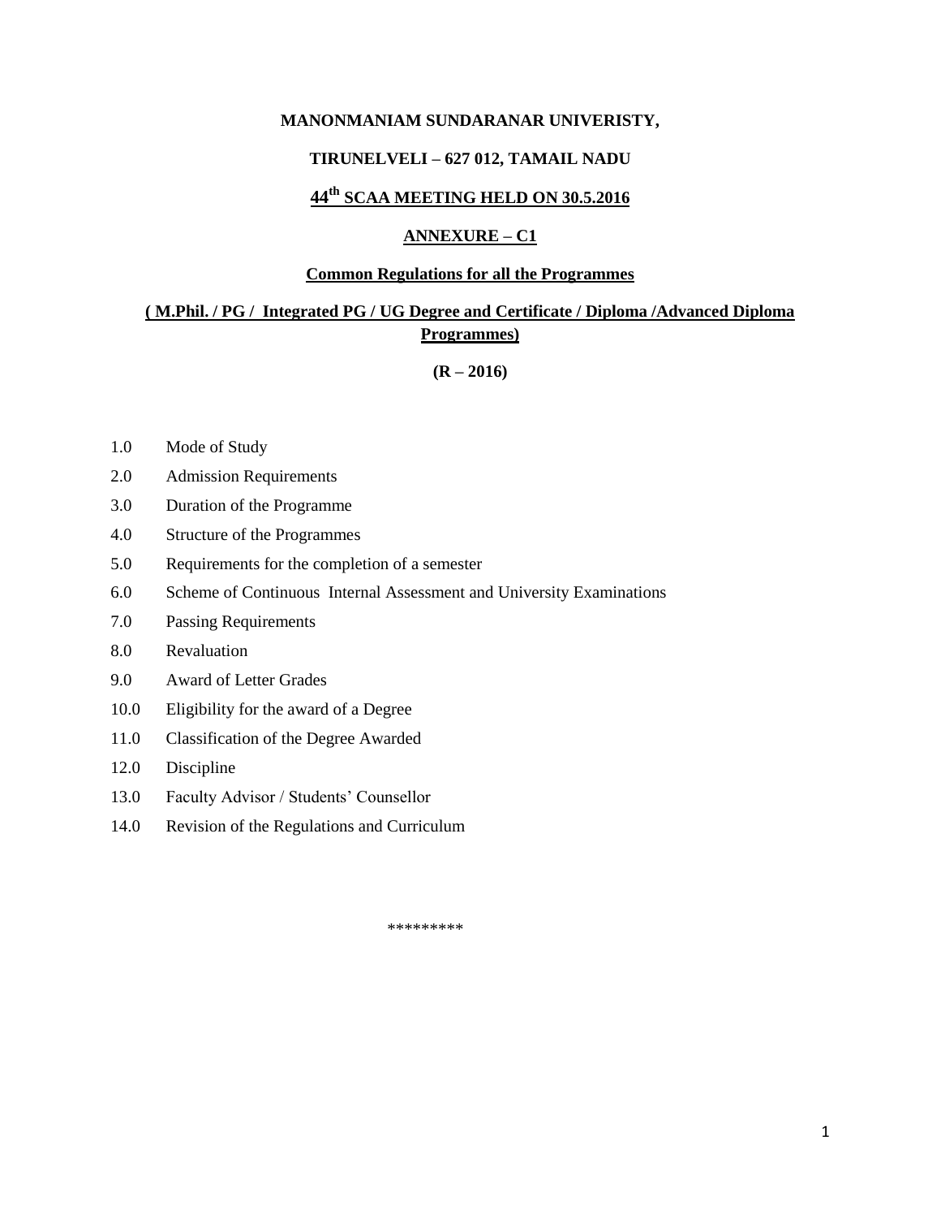**MANONMANIAM SUNDARANAR UNIVERISTY,**

**TIRUNELVELI – 627 012, TAMAIL NADU**

**44th SCAA MEETING HELD ON 30.5.2016**

**ANNEXURE – C1**

**Common Regulations for all the Programmes**

**( M.Phil. / PG / Integrated PG / UG Degree and Certificate / Diploma /Advanced Diploma Programmes)**

**(R – 2016)**

1.0 Mode of Study

2.0 Admission Requirements

3.0 Duration of the Programme

4.0 Structure of the Programmes

5.0 Requirements for the completion of a semester

6.0 Scheme of Continuous Internal Assessment and University Examinations

7.0 Passing Requirements

8.0 Revaluation

9.0 Award of Letter Grades

10.0 Eligibility for the award of a Degree

11.0 Classification of the Degree Awarded

12.0 Discipline

13.0 Faculty Advisor / Students' Counsellor

14.0 Revision of the Regulations and Curriculum

*********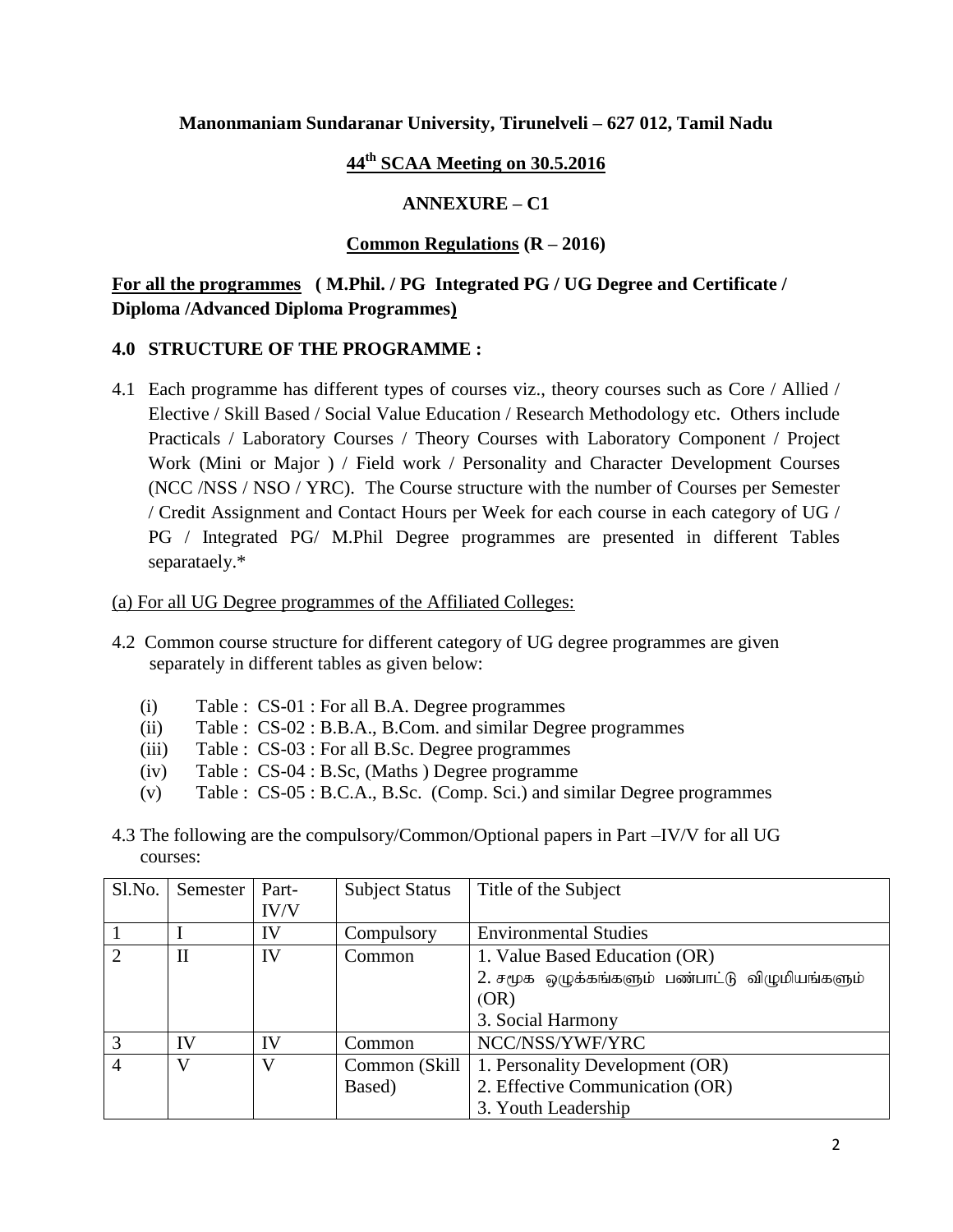**Manonmaniam Sundaranar University, Tirunelveli – 627 012, Tamil Nadu**

**44th SCAA Meeting on 30.5.2016**

**ANNEXURE – C1**

**Common Regulations (R – 2016)**

**For all the programmes ( M.Phil. / PG Integrated PG / UG Degree and Certificate / Diploma /Advanced Diploma Programmes)**

### 4.0 STRUCTURE OF THE PROGRAMME :

4.1 Each programme has different types of courses viz., theory courses such as Core / Allied / Elective / Skill Based / Social Value Education / Research Methodology etc. Others include Practicals / Laboratory Courses / Theory Courses with Laboratory Component / Project Work (Mini or Major ) / Field work / Personality and Character Development Courses (NCC /NSS / NSO / YRC). The Course structure with the number of Courses per Semester / Credit Assignment and Contact Hours per Week for each course in each category of UG / PG / Integrated PG/ M.Phil Degree programmes are presented in different Tables separataely.*

(a) For all UG Degree programmes of the Affiliated Colleges:

4.2 Common course structure for different category of UG degree programmes are given separately in different tables as given below:

- (i) Table : CS-01 : For all B.A. Degree programmes
- (ii) Table : CS-02 : B.B.A., B.Com. and similar Degree programmes
- (iii) Table : CS-03 : For all B.Sc. Degree programmes
- (iv) Table : CS-04 : B.Sc, (Maths ) Degree programme
- (v) Table : CS-05 : B.C.A., B.Sc. (Comp. Sci.) and similar Degree programmes

4.3 The following are the compulsory/Common/Optional papers in Part –IV/V for all UG courses:

| Sl.No. | Semester | Part-IV/V | Subject Status | Title of the Subject |
|---|---|---|---|---|
| 1 | I | IV | Compulsory | Environmental Studies |
| 2 | II | IV | Common | 1. Value Based Education (OR)<br>2. சமூக ஒழுக்கங்களும் பண்பாட்டு விழுமியங்களும் (OR)<br>3. Social Harmony |
| 3 | IV | IV | Common | NCC/NSS/YWF/YRC |
| 4 | V | V | Common (Skill Based) | 1. Personality Development (OR)<br>2. Effective Communication (OR)<br>3. Youth Leadership |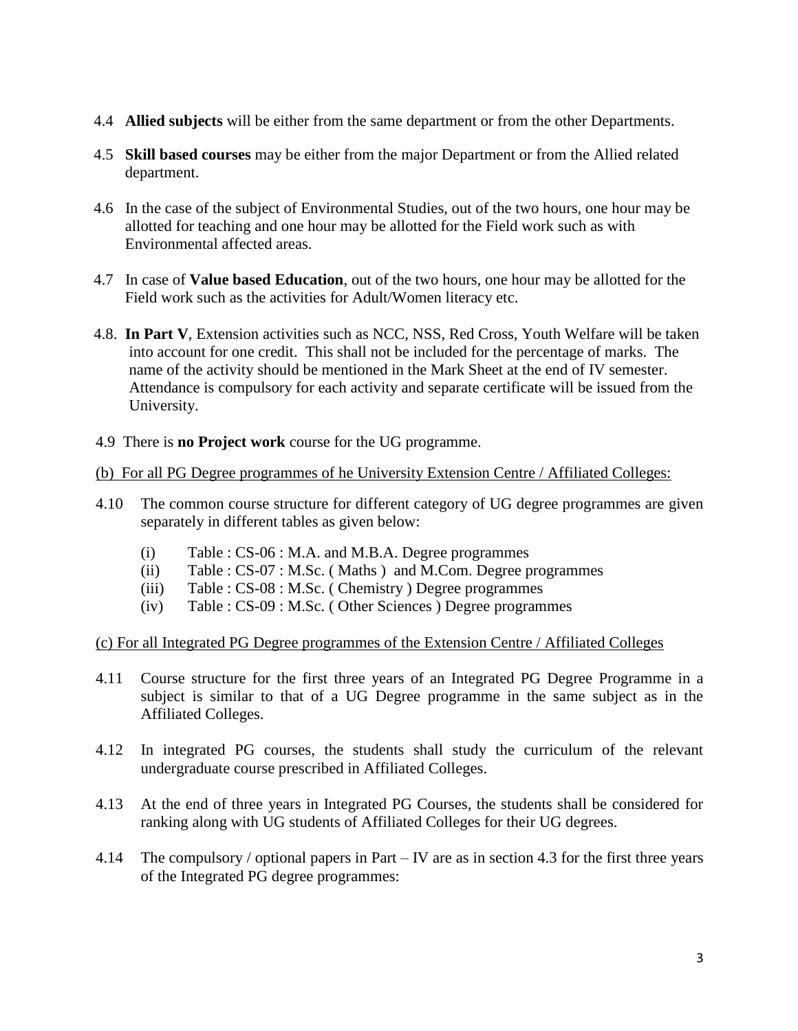4.4 **Allied subjects** will be either from the same department or from the other Departments.

4.5 **Skill based courses** may be either from the major Department or from the Allied related department.

4.6 In the case of the subject of Environmental Studies, out of the two hours, one hour may be allotted for teaching and one hour may be allotted for the Field work such as with Environmental affected areas.

4.7 In case of **Value based Education**, out of the two hours, one hour may be allotted for the Field work such as the activities for Adult/Women literacy etc.

4.8. **In Part V**, Extension activities such as NCC, NSS, Red Cross, Youth Welfare will be taken into account for one credit. This shall not be included for the percentage of marks. The name of the activity should be mentioned in the Mark Sheet at the end of IV semester. Attendance is compulsory for each activity and separate certificate will be issued from the University.

4.9 There is **no Project work** course for the UG programme.

<u>(b) For all PG Degree programmes of he University Extension Centre / Affiliated Colleges:</u>

4.10 The common course structure for different category of UG degree programmes are given separately in different tables as given below:

(i) Table : CS-06 : M.A. and M.B.A. Degree programmes
(ii) Table : CS-07 : M.Sc. ( Maths ) and M.Com. Degree programmes
(iii) Table : CS-08 : M.Sc. ( Chemistry ) Degree programmes
(iv) Table : CS-09 : M.Sc. ( Other Sciences ) Degree programmes

<u>(c) For all Integrated PG Degree programmes of the Extension Centre / Affiliated Colleges</u>

4.11 Course structure for the first three years of an Integrated PG Degree Programme in a subject is similar to that of a UG Degree programme in the same subject as in the Affiliated Colleges.

4.12 In integrated PG courses, the students shall study the curriculum of the relevant undergraduate course prescribed in Affiliated Colleges.

4.13 At the end of three years in Integrated PG Courses, the students shall be considered for ranking along with UG students of Affiliated Colleges for their UG degrees.

4.14 The compulsory / optional papers in Part – IV are as in section 4.3 for the first three years of the Integrated PG degree programmes: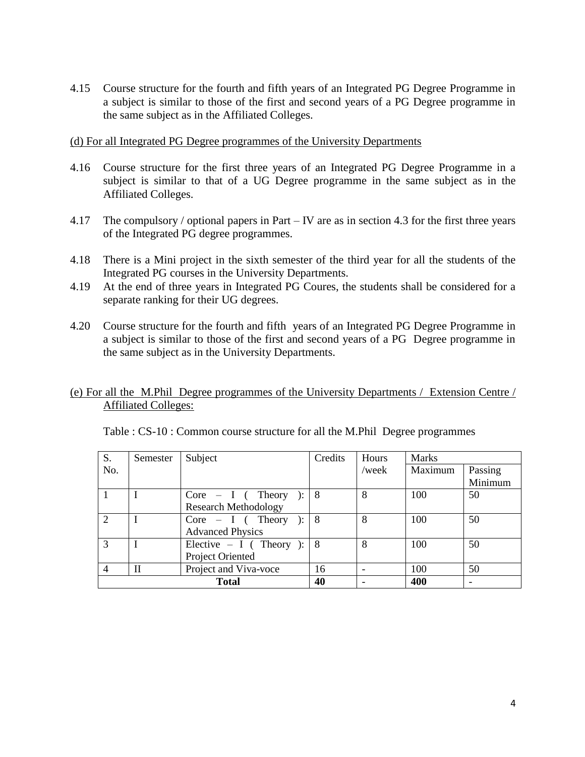4.15 Course structure for the fourth and fifth years of an Integrated PG Degree Programme in a subject is similar to those of the first and second years of a PG Degree programme in the same subject as in the Affiliated Colleges.

(d) For all Integrated PG Degree programmes of the University Departments

4.16 Course structure for the first three years of an Integrated PG Degree Programme in a subject is similar to that of a UG Degree programme in the same subject as in the Affiliated Colleges.

4.17 The compulsory / optional papers in Part – IV are as in section 4.3 for the first three years of the Integrated PG degree programmes.

4.18 There is a Mini project in the sixth semester of the third year for all the students of the Integrated PG courses in the University Departments.

4.19 At the end of three years in Integrated PG Coures, the students shall be considered for a separate ranking for their UG degrees.

4.20 Course structure for the fourth and fifth years of an Integrated PG Degree Programme in a subject is similar to those of the first and second years of a PG Degree programme in the same subject as in the University Departments.

(e) For all the M.Phil Degree programmes of the University Departments / Extension Centre / Affiliated Colleges:

Table : CS-10 : Common course structure for all the M.Phil Degree programmes

| S. No. | Semester | Subject | Credits | Hours /week | Marks | |
|---|---|---|---|---|---|---|
| | | | | | Maximum | Passing Minimum |
| 1 | I | Core – I ( Theory ): Research Methodology | 8 | 8 | 100 | 50 |
| 2 | I | Core – I ( Theory ): Advanced Physics | 8 | 8 | 100 | 50 |
| 3 | I | Elective – I ( Theory ): Project Oriented | 8 | 8 | 100 | 50 |
| 4 | II | Project and Viva-voce | 16 | - | 100 | 50 |
| **Total** | | | **40** | - | **400** | - |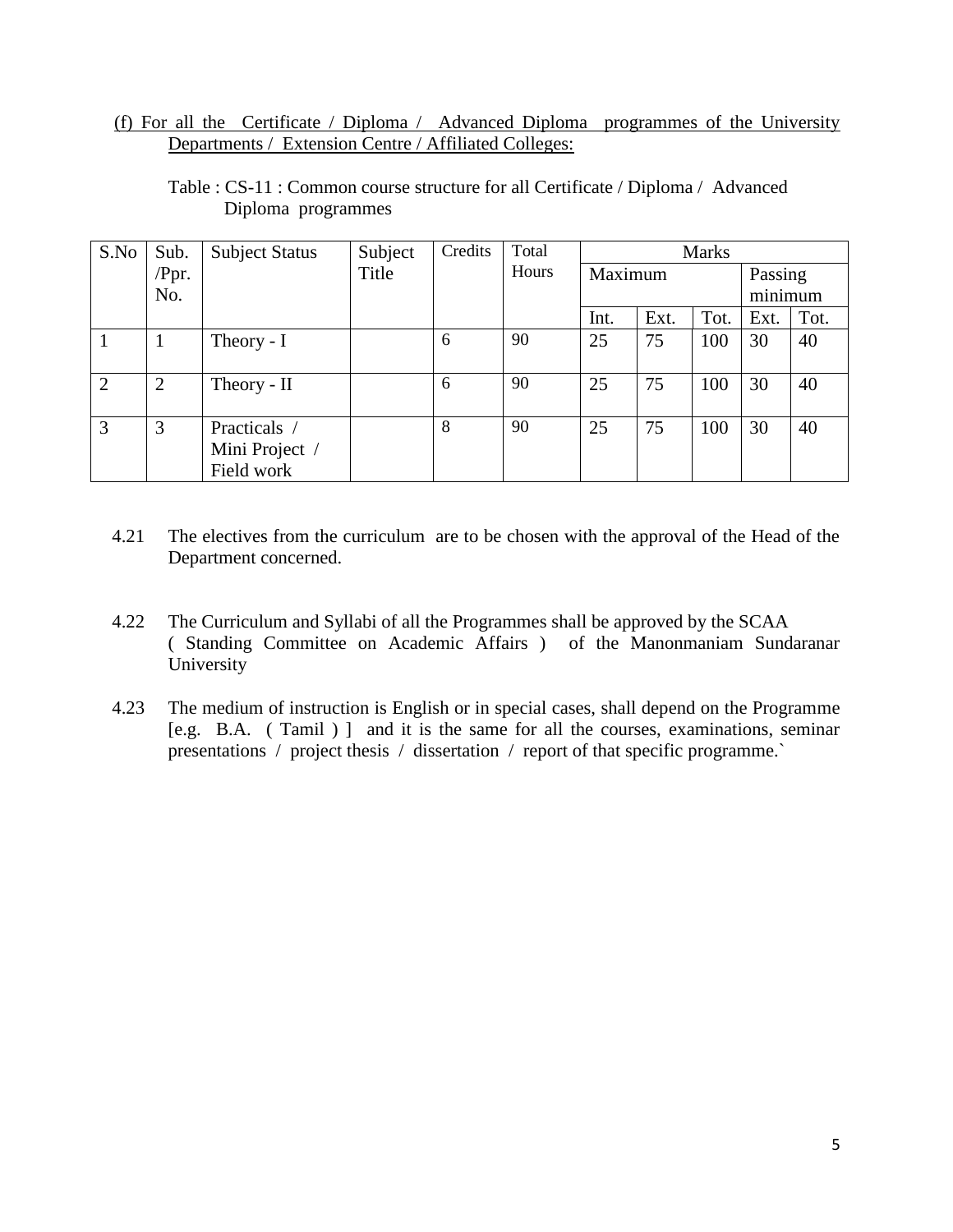(f) For all the Certificate / Diploma / Advanced Diploma programmes of the University Departments / Extension Centre / Affiliated Colleges:

Table : CS-11 : Common course structure for all Certificate / Diploma / Advanced Diploma programmes

| S.No | Sub. /Ppr. No. | Subject Status | Subject Title | Credits | Total Hours | Marks | | | | |
|---|---|---|---|---|---|---|---|---|---|---|
| | | | | | | Maximum | | | Passing minimum | |
| | | | | | | Int. | Ext. | Tot. | Ext. | Tot. |
| 1 | 1 | Theory - I | | 6 | 90 | 25 | 75 | 100 | 30 | 40 |
| 2 | 2 | Theory - II | | 6 | 90 | 25 | 75 | 100 | 30 | 40 |
| 3 | 3 | Practicals / Mini Project / Field work | | 8 | 90 | 25 | 75 | 100 | 30 | 40 |

4.21 The electives from the curriculum are to be chosen with the approval of the Head of the Department concerned.

4.22 The Curriculum and Syllabi of all the Programmes shall be approved by the SCAA ( Standing Committee on Academic Affairs ) of the Manonmaniam Sundaranar University

4.23 The medium of instruction is English or in special cases, shall depend on the Programme [e.g. B.A. ( Tamil ) ] and it is the same for all the courses, examinations, seminar presentations / project thesis / dissertation / report of that specific programme.`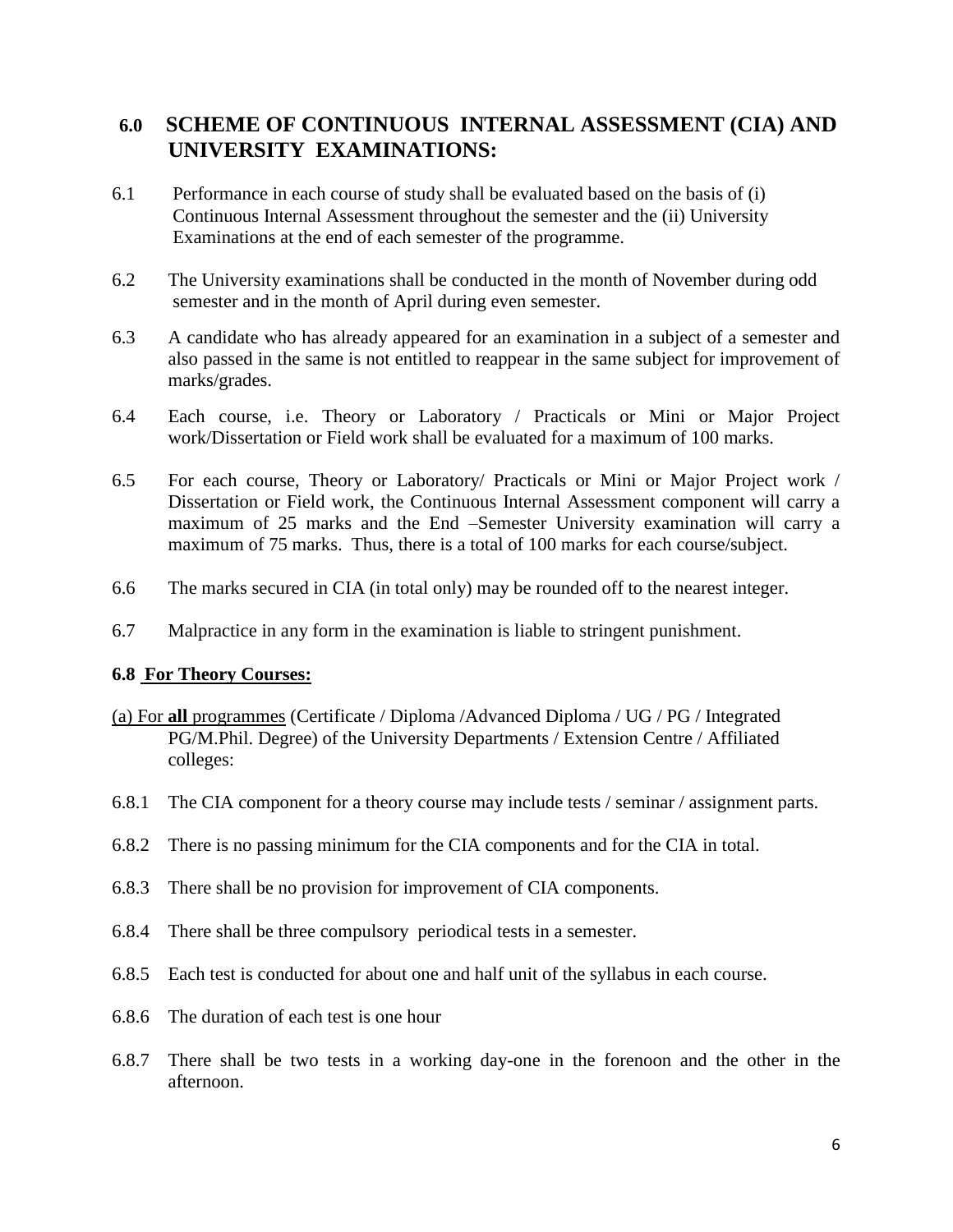## 6.0 SCHEME OF CONTINUOUS INTERNAL ASSESSMENT (CIA) AND UNIVERSITY EXAMINATIONS:

6.1 Performance in each course of study shall be evaluated based on the basis of (i) Continuous Internal Assessment throughout the semester and the (ii) University Examinations at the end of each semester of the programme.

6.2 The University examinations shall be conducted in the month of November during odd semester and in the month of April during even semester.

6.3 A candidate who has already appeared for an examination in a subject of a semester and also passed in the same is not entitled to reappear in the same subject for improvement of marks/grades.

6.4 Each course, i.e. Theory or Laboratory / Practicals or Mini or Major Project work/Dissertation or Field work shall be evaluated for a maximum of 100 marks.

6.5 For each course, Theory or Laboratory/ Practicals or Mini or Major Project work / Dissertation or Field work, the Continuous Internal Assessment component will carry a maximum of 25 marks and the End –Semester University examination will carry a maximum of 75 marks. Thus, there is a total of 100 marks for each course/subject.

6.6 The marks secured in CIA (in total only) may be rounded off to the nearest integer.

6.7 Malpractice in any form in the examination is liable to stringent punishment.

**6.8 For Theory Courses:**

(a) For **all** programmes (Certificate / Diploma /Advanced Diploma / UG / PG / Integrated PG/M.Phil. Degree) of the University Departments / Extension Centre / Affiliated colleges:

6.8.1 The CIA component for a theory course may include tests / seminar / assignment parts.

6.8.2 There is no passing minimum for the CIA components and for the CIA in total.

6.8.3 There shall be no provision for improvement of CIA components.

6.8.4 There shall be three compulsory periodical tests in a semester.

6.8.5 Each test is conducted for about one and half unit of the syllabus in each course.

6.8.6 The duration of each test is one hour

6.8.7 There shall be two tests in a working day-one in the forenoon and the other in the afternoon.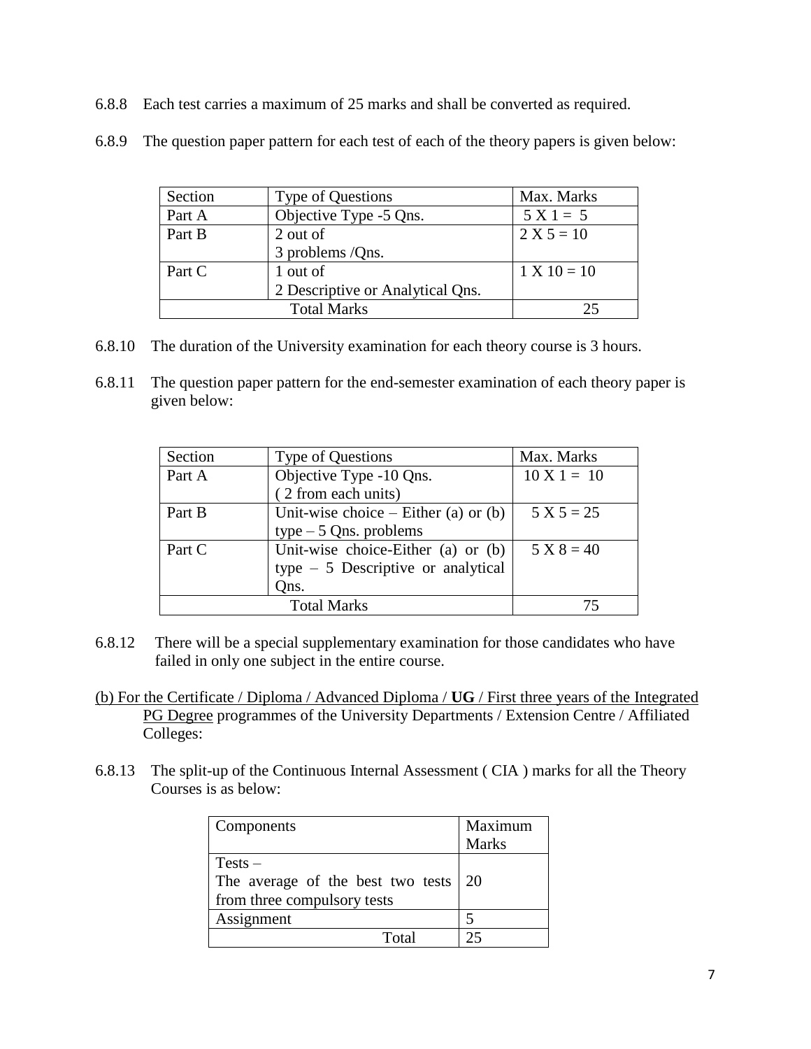6.8.8 Each test carries a maximum of 25 marks and shall be converted as required.

6.8.9 The question paper pattern for each test of each of the theory papers is given below:

| Section | Type of Questions | Max. Marks |
|---|---|---|
| Part A | Objective Type -5 Qns. | 5 X 1 = 5 |
| Part B | 2 out of 3 problems /Qns. | 2 X 5 = 10 |
| Part C | 1 out of 2 Descriptive or Analytical Qns. | 1 X 10 = 10 |
| Total Marks | | 25 |

6.8.10 The duration of the University examination for each theory course is 3 hours.

6.8.11 The question paper pattern for the end-semester examination of each theory paper is given below:

| Section | Type of Questions | Max. Marks |
|---|---|---|
| Part A | Objective Type -10 Qns. ( 2 from each units) | 10 X 1 = 10 |
| Part B | Unit-wise choice – Either (a) or (b) type – 5 Qns. problems | 5 X 5 = 25 |
| Part C | Unit-wise choice-Either (a) or (b) type – 5 Descriptive or analytical Qns. | 5 X 8 = 40 |
| Total Marks | | 75 |

6.8.12 There will be a special supplementary examination for those candidates who have failed in only one subject in the entire course.

(b) For the Certificate / Diploma / Advanced Diploma / **UG** / First three years of the Integrated PG Degree programmes of the University Departments / Extension Centre / Affiliated Colleges:

6.8.13 The split-up of the Continuous Internal Assessment ( CIA ) marks for all the Theory Courses is as below:

| Components | Maximum Marks |
|---|---|
| Tests – The average of the best two tests from three compulsory tests | 20 |
| Assignment | 5 |
| Total | 25 |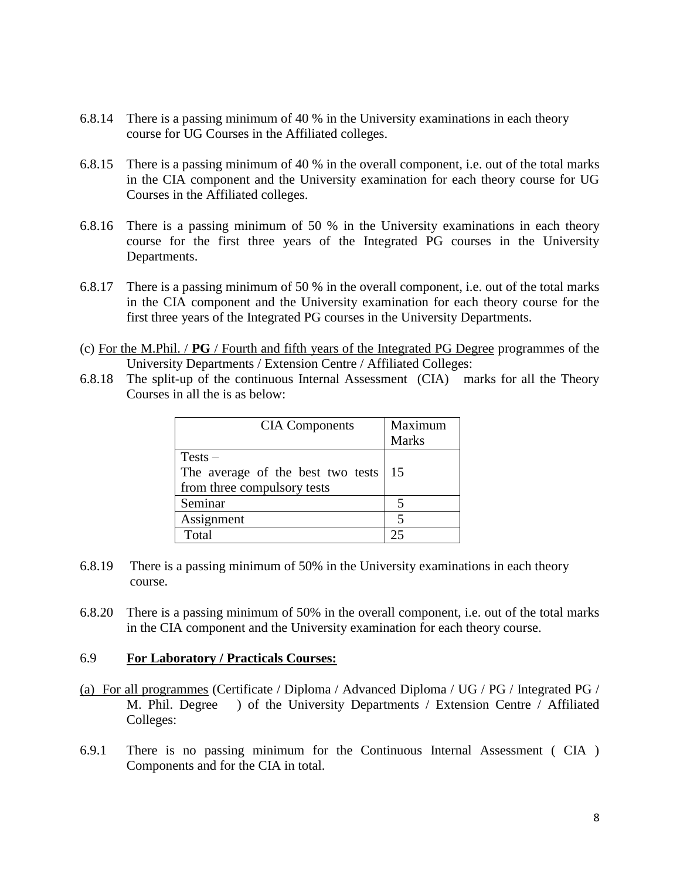6.8.14 There is a passing minimum of 40 % in the University examinations in each theory course for UG Courses in the Affiliated colleges.

6.8.15 There is a passing minimum of 40 % in the overall component, i.e. out of the total marks in the CIA component and the University examination for each theory course for UG Courses in the Affiliated colleges.

6.8.16 There is a passing minimum of 50 % in the University examinations in each theory course for the first three years of the Integrated PG courses in the University Departments.

6.8.17 There is a passing minimum of 50 % in the overall component, i.e. out of the total marks in the CIA component and the University examination for each theory course for the first three years of the Integrated PG courses in the University Departments.

(c) For the M.Phil. / **PG** / Fourth and fifth years of the Integrated PG Degree programmes of the University Departments / Extension Centre / Affiliated Colleges:

6.8.18 The split-up of the continuous Internal Assessment (CIA) marks for all the Theory Courses in all the is as below:

| CIA Components | Maximum Marks |
|---|---|
| Tests – The average of the best two tests from three compulsory tests | 15 |
| Seminar | 5 |
| Assignment | 5 |
| Total | 25 |

6.8.19 There is a passing minimum of 50% in the University examinations in each theory course.

6.8.20 There is a passing minimum of 50% in the overall component, i.e. out of the total marks in the CIA component and the University examination for each theory course.

### 6.9 **For Laboratory / Practicals Courses:**

(a) For all programmes (Certificate / Diploma / Advanced Diploma / UG / PG / Integrated PG / M. Phil. Degree ) of the University Departments / Extension Centre / Affiliated Colleges:

6.9.1 There is no passing minimum for the Continuous Internal Assessment ( CIA ) Components and for the CIA in total.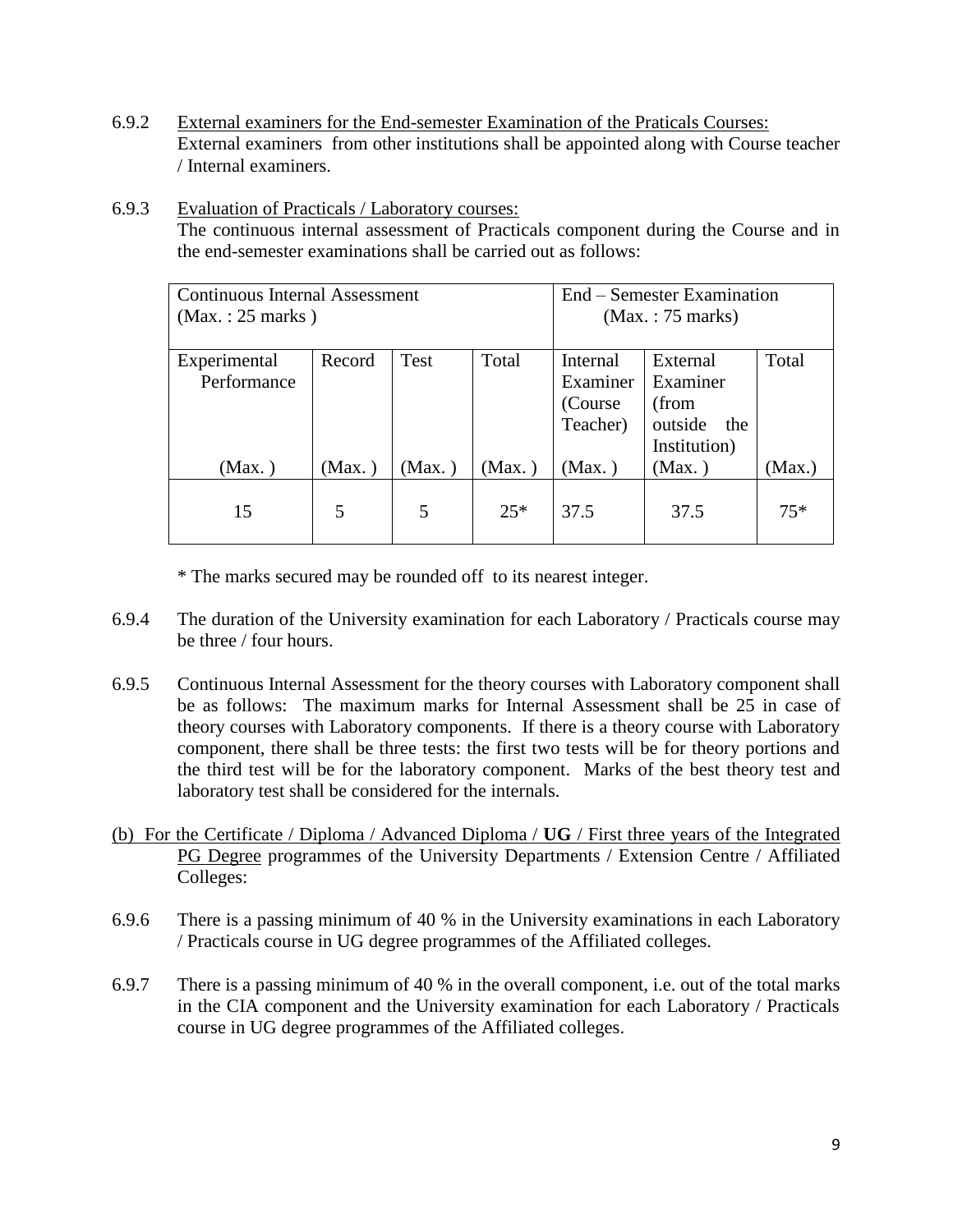6.9.2 External examiners for the End-semester Examination of the Praticals Courses:
External examiners from other institutions shall be appointed along with Course teacher / Internal examiners.

6.9.3 Evaluation of Practicals / Laboratory courses:
The continuous internal assessment of Practicals component during the Course and in the end-semester examinations shall be carried out as follows:

| Continuous Internal Assessment (Max. : 25 marks ) | | | | End – Semester Examination (Max. : 75 marks) | | |
|---|---|---|---|---|---|---|
| Experimental Performance (Max. ) | Record (Max. ) | Test (Max. ) | Total (Max. ) | Internal Examiner (Course Teacher) (Max. ) | External Examiner (from outside the Institution) (Max. ) | Total (Max.) |
| 15 | 5 | 5 | 25* | 37.5 | 37.5 | 75* |

\* The marks secured may be rounded off to its nearest integer.

6.9.4 The duration of the University examination for each Laboratory / Practicals course may be three / four hours.

6.9.5 Continuous Internal Assessment for the theory courses with Laboratory component shall be as follows: The maximum marks for Internal Assessment shall be 25 in case of theory courses with Laboratory components. If there is a theory course with Laboratory component, there shall be three tests: the first two tests will be for theory portions and the third test will be for the laboratory component. Marks of the best theory test and laboratory test shall be considered for the internals.

(b) For the Certificate / Diploma / Advanced Diploma / **UG** / First three years of the Integrated PG Degree programmes of the University Departments / Extension Centre / Affiliated Colleges:

6.9.6 There is a passing minimum of 40 % in the University examinations in each Laboratory / Practicals course in UG degree programmes of the Affiliated colleges.

6.9.7 There is a passing minimum of 40 % in the overall component, i.e. out of the total marks in the CIA component and the University examination for each Laboratory / Practicals course in UG degree programmes of the Affiliated colleges.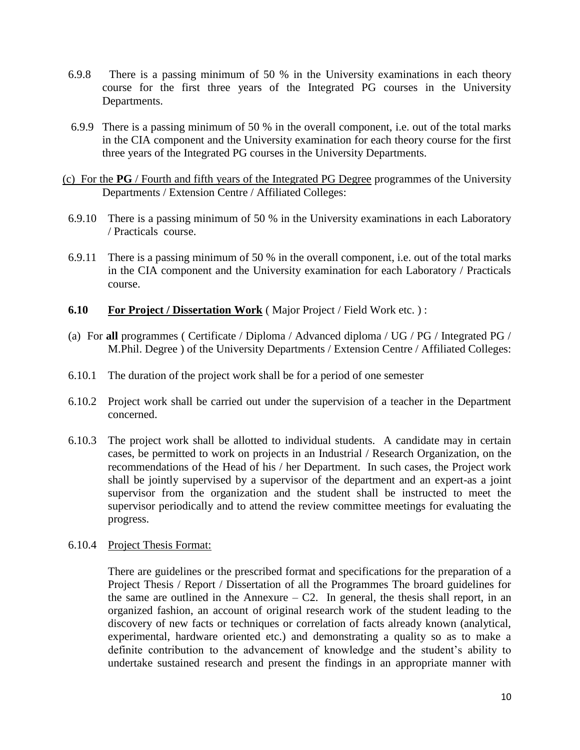6.9.8 There is a passing minimum of 50 % in the University examinations in each theory course for the first three years of the Integrated PG courses in the University Departments.

6.9.9 There is a passing minimum of 50 % in the overall component, i.e. out of the total marks in the CIA component and the University examination for each theory course for the first three years of the Integrated PG courses in the University Departments.

(c) <u>For the **PG** / Fourth and fifth years of the Integrated PG Degree</u> programmes of the University Departments / Extension Centre / Affiliated Colleges:

6.9.10 There is a passing minimum of 50 % in the University examinations in each Laboratory / Practicals course.

6.9.11 There is a passing minimum of 50 % in the overall component, i.e. out of the total marks in the CIA component and the University examination for each Laboratory / Practicals course.

**6.10 <u>For Project / Dissertation Work</u>** ( Major Project / Field Work etc. ) :

(a) For **all** programmes ( Certificate / Diploma / Advanced diploma / UG / PG / Integrated PG / M.Phil. Degree ) of the University Departments / Extension Centre / Affiliated Colleges:

6.10.1 The duration of the project work shall be for a period of one semester

6.10.2 Project work shall be carried out under the supervision of a teacher in the Department concerned.

6.10.3 The project work shall be allotted to individual students. A candidate may in certain cases, be permitted to work on projects in an Industrial / Research Organization, on the recommendations of the Head of his / her Department. In such cases, the Project work shall be jointly supervised by a supervisor of the department and an expert-as a joint supervisor from the organization and the student shall be instructed to meet the supervisor periodically and to attend the review committee meetings for evaluating the progress.

6.10.4 <u>Project Thesis Format:</u>

There are guidelines or the prescribed format and specifications for the preparation of a Project Thesis / Report / Dissertation of all the Programmes The broard guidelines for the same are outlined in the Annexure – C2. In general, the thesis shall report, in an organized fashion, an account of original research work of the student leading to the discovery of new facts or techniques or correlation of facts already known (analytical, experimental, hardware oriented etc.) and demonstrating a quality so as to make a definite contribution to the advancement of knowledge and the student's ability to undertake sustained research and present the findings in an appropriate manner with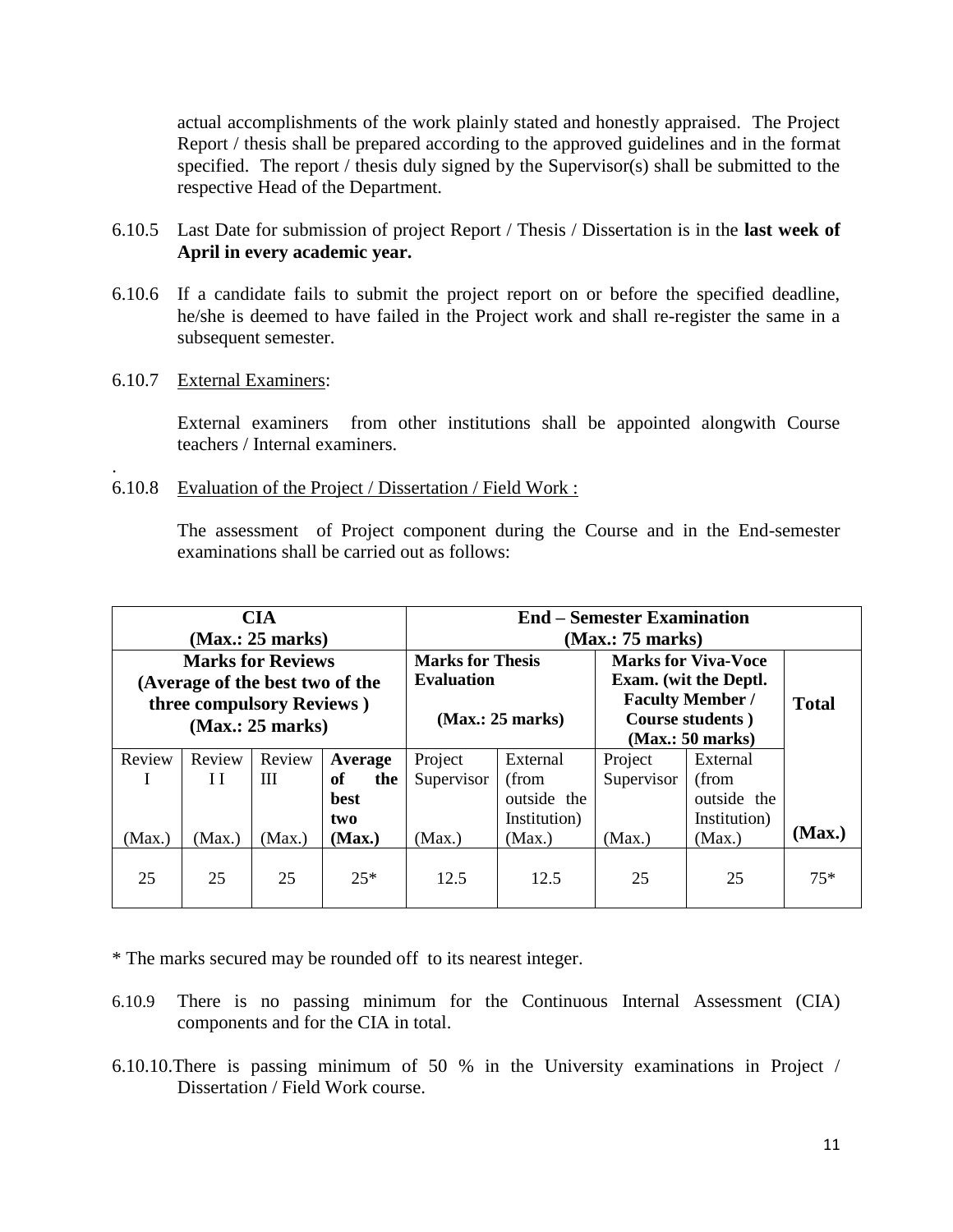actual accomplishments of the work plainly stated and honestly appraised. The Project Report / thesis shall be prepared according to the approved guidelines and in the format specified. The report / thesis duly signed by the Supervisor(s) shall be submitted to the respective Head of the Department.

6.10.5 Last Date for submission of project Report / Thesis / Dissertation is in the **last week of April in every academic year.**

6.10.6 If a candidate fails to submit the project report on or before the specified deadline, he/she is deemed to have failed in the Project work and shall re-register the same in a subsequent semester.

6.10.7 External Examiners:

External examiners from other institutions shall be appointed alongwith Course teachers / Internal examiners.

6.10.8 Evaluation of the Project / Dissertation / Field Work :

The assessment of Project component during the Course and in the End-semester examinations shall be carried out as follows:

| **CIA (Max.: 25 marks)** | | | | **End – Semester Examination (Max.: 75 marks)** | | | | |
|---|---|---|---|---|---|---|---|---|
| **Marks for Reviews (Average of the best two of the three compulsory Reviews ) (Max.: 25 marks)** | | | | **Marks for Thesis Evaluation (Max.: 25 marks)** | | **Marks for Viva-Voce Exam. (wit the Deptl. Faculty Member / Course students ) (Max.: 50 marks)** | | **Total** |
| Review I (Max.) | Review I I (Max.) | Review III (Max.) | **Average of the best two (Max.)** | Project Supervisor (Max.) | External (from outside the Institution) (Max.) | Project Supervisor (Max.) | External (from outside the Institution) (Max.) | **(Max.)** |
| 25 | 25 | 25 | 25* | 12.5 | 12.5 | 25 | 25 | 75* |

* The marks secured may be rounded off to its nearest integer.

6.10.9 There is no passing minimum for the Continuous Internal Assessment (CIA) components and for the CIA in total.

6.10.10. There is passing minimum of 50 % in the University examinations in Project / Dissertation / Field Work course.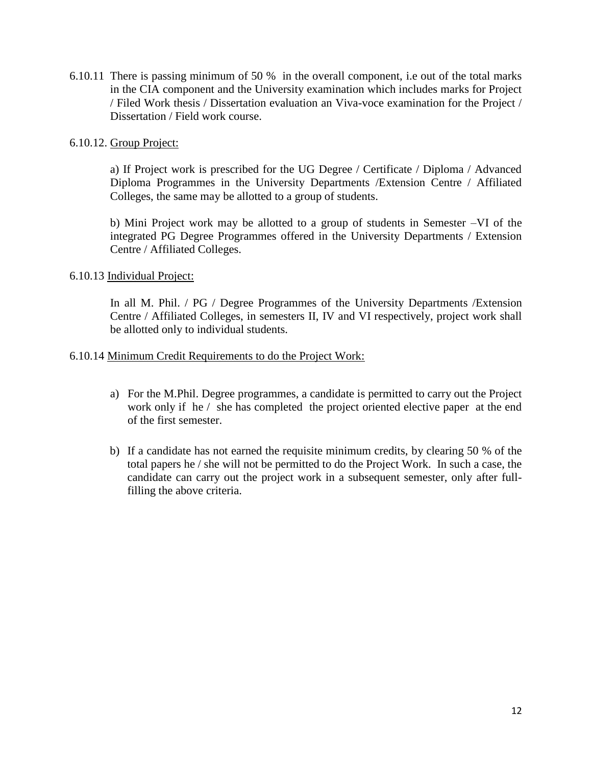6.10.11 There is passing minimum of 50 % in the overall component, i.e out of the total marks in the CIA component and the University examination which includes marks for Project / Filed Work thesis / Dissertation evaluation an Viva-voce examination for the Project / Dissertation / Field work course.

6.10.12. Group Project:

a) If Project work is prescribed for the UG Degree / Certificate / Diploma / Advanced Diploma Programmes in the University Departments /Extension Centre / Affiliated Colleges, the same may be allotted to a group of students.

b) Mini Project work may be allotted to a group of students in Semester –VI of the integrated PG Degree Programmes offered in the University Departments / Extension Centre / Affiliated Colleges.

6.10.13 Individual Project:

In all M. Phil. / PG / Degree Programmes of the University Departments /Extension Centre / Affiliated Colleges, in semesters II, IV and VI respectively, project work shall be allotted only to individual students.

6.10.14 Minimum Credit Requirements to do the Project Work:

a) For the M.Phil. Degree programmes, a candidate is permitted to carry out the Project work only if he / she has completed the project oriented elective paper at the end of the first semester.

b) If a candidate has not earned the requisite minimum credits, by clearing 50 % of the total papers he / she will not be permitted to do the Project Work. In such a case, the candidate can carry out the project work in a subsequent semester, only after full-filling the above criteria.